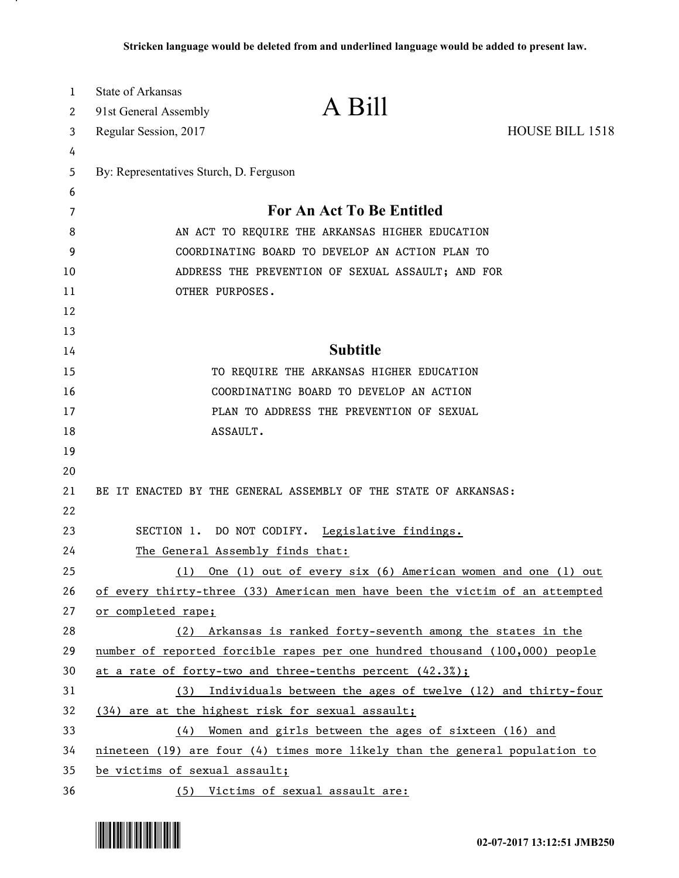**Stricken language would be deleted from and underlined language would be added to present law.**

State of Arkansas
91st General Assembly
Regular Session, 2017

# A Bill

HOUSE BILL 1518

By: Representatives Sturch, D. Ferguson

## For An Act To Be Entitled

AN ACT TO REQUIRE THE ARKANSAS HIGHER EDUCATION COORDINATING BOARD TO DEVELOP AN ACTION PLAN TO ADDRESS THE PREVENTION OF SEXUAL ASSAULT; AND FOR OTHER PURPOSES.

## Subtitle

TO REQUIRE THE ARKANSAS HIGHER EDUCATION COORDINATING BOARD TO DEVELOP AN ACTION PLAN TO ADDRESS THE PREVENTION OF SEXUAL ASSAULT.

BE IT ENACTED BY THE GENERAL ASSEMBLY OF THE STATE OF ARKANSAS:

SECTION 1. DO NOT CODIFY. <u>Legislative findings.</u>

<u>The General Assembly finds that:</u>

<u>(1) One (1) out of every six (6) American women and one (1) out of every thirty-three (33) American men have been the victim of an attempted or completed rape;</u>

<u>(2) Arkansas is ranked forty-seventh among the states in the number of reported forcible rapes per one hundred thousand (100,000) people at a rate of forty-two and three-tenths percent (42.3%);</u>

<u>(3) Individuals between the ages of twelve (12) and thirty-four (34) are at the highest risk for sexual assault;</u>

<u>(4) Women and girls between the ages of sixteen (16) and nineteen (19) are four (4) times more likely than the general population to be victims of sexual assault;</u>

<u>(5) Victims of sexual assault are:</u>

02-07-2017 13:12:51 JMB250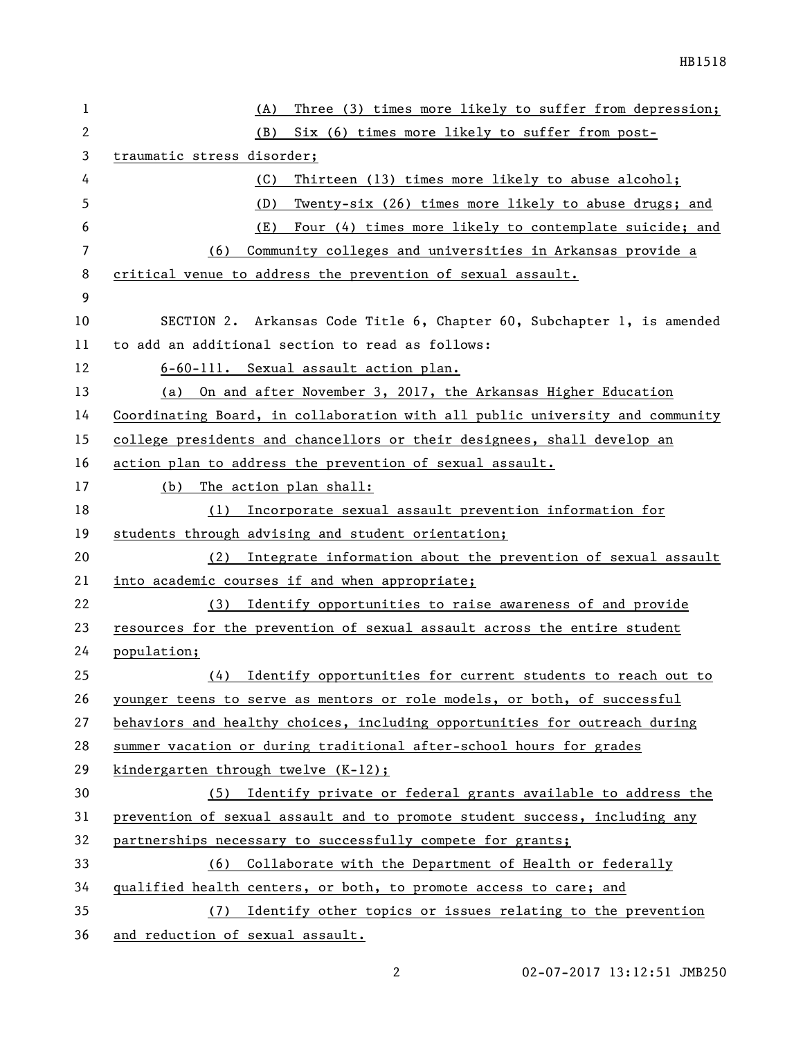(A) Three (3) times more likely to suffer from depression;

(B) Six (6) times more likely to suffer from post-traumatic stress disorder;

(C) Thirteen (13) times more likely to abuse alcohol;

(D) Twenty-six (26) times more likely to abuse drugs; and

(E) Four (4) times more likely to contemplate suicide; and

(6) Community colleges and universities in Arkansas provide a critical venue to address the prevention of sexual assault.

SECTION 2. Arkansas Code Title 6, Chapter 60, Subchapter 1, is amended to add an additional section to read as follows:

6-60-111. Sexual assault action plan.

(a) On and after November 3, 2017, the Arkansas Higher Education Coordinating Board, in collaboration with all public university and community college presidents and chancellors or their designees, shall develop an action plan to address the prevention of sexual assault.

(b) The action plan shall:

(1) Incorporate sexual assault prevention information for students through advising and student orientation;

(2) Integrate information about the prevention of sexual assault into academic courses if and when appropriate;

(3) Identify opportunities to raise awareness of and provide resources for the prevention of sexual assault across the entire student population;

(4) Identify opportunities for current students to reach out to younger teens to serve as mentors or role models, or both, of successful behaviors and healthy choices, including opportunities for outreach during summer vacation or during traditional after-school hours for grades kindergarten through twelve (K-12);

(5) Identify private or federal grants available to address the prevention of sexual assault and to promote student success, including any partnerships necessary to successfully compete for grants;

(6) Collaborate with the Department of Health or federally qualified health centers, or both, to promote access to care; and

(7) Identify other topics or issues relating to the prevention and reduction of sexual assault.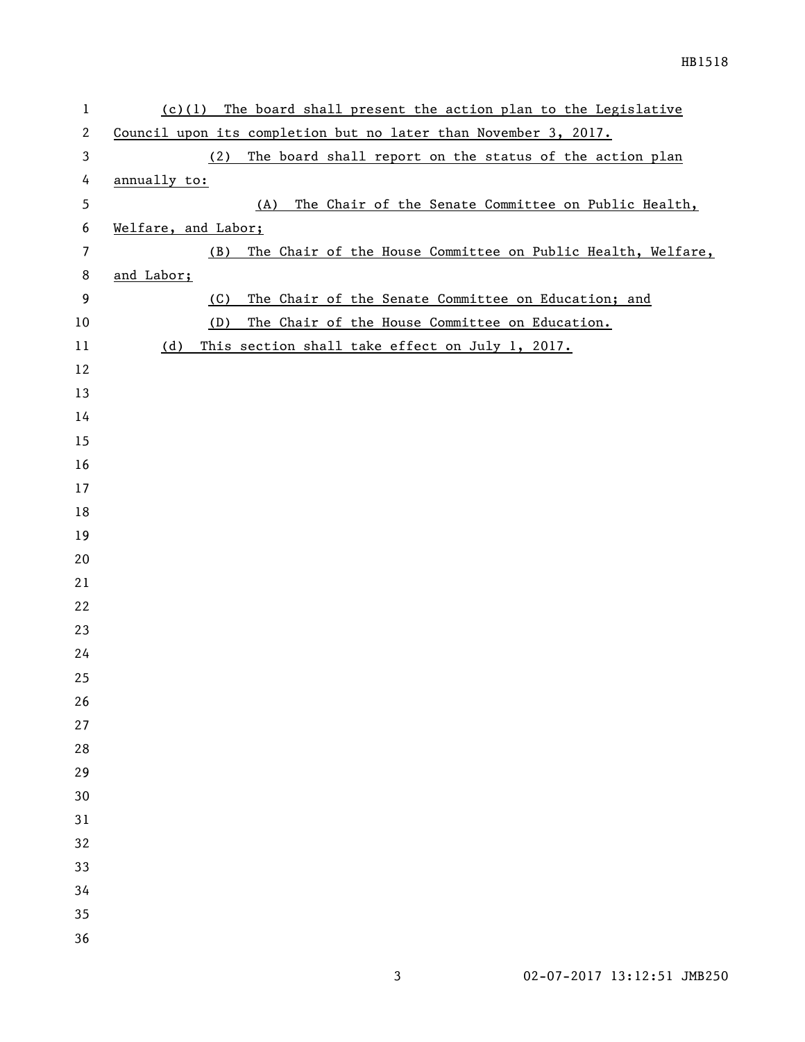(c)(1) The board shall present the action plan to the Legislative Council upon its completion but no later than November 3, 2017.

(2) The board shall report on the status of the action plan annually to:

(A) The Chair of the Senate Committee on Public Health, Welfare, and Labor;

(B) The Chair of the House Committee on Public Health, Welfare, and Labor;

(C) The Chair of the Senate Committee on Education; and

(D) The Chair of the House Committee on Education.

(d) This section shall take effect on July 1, 2017.